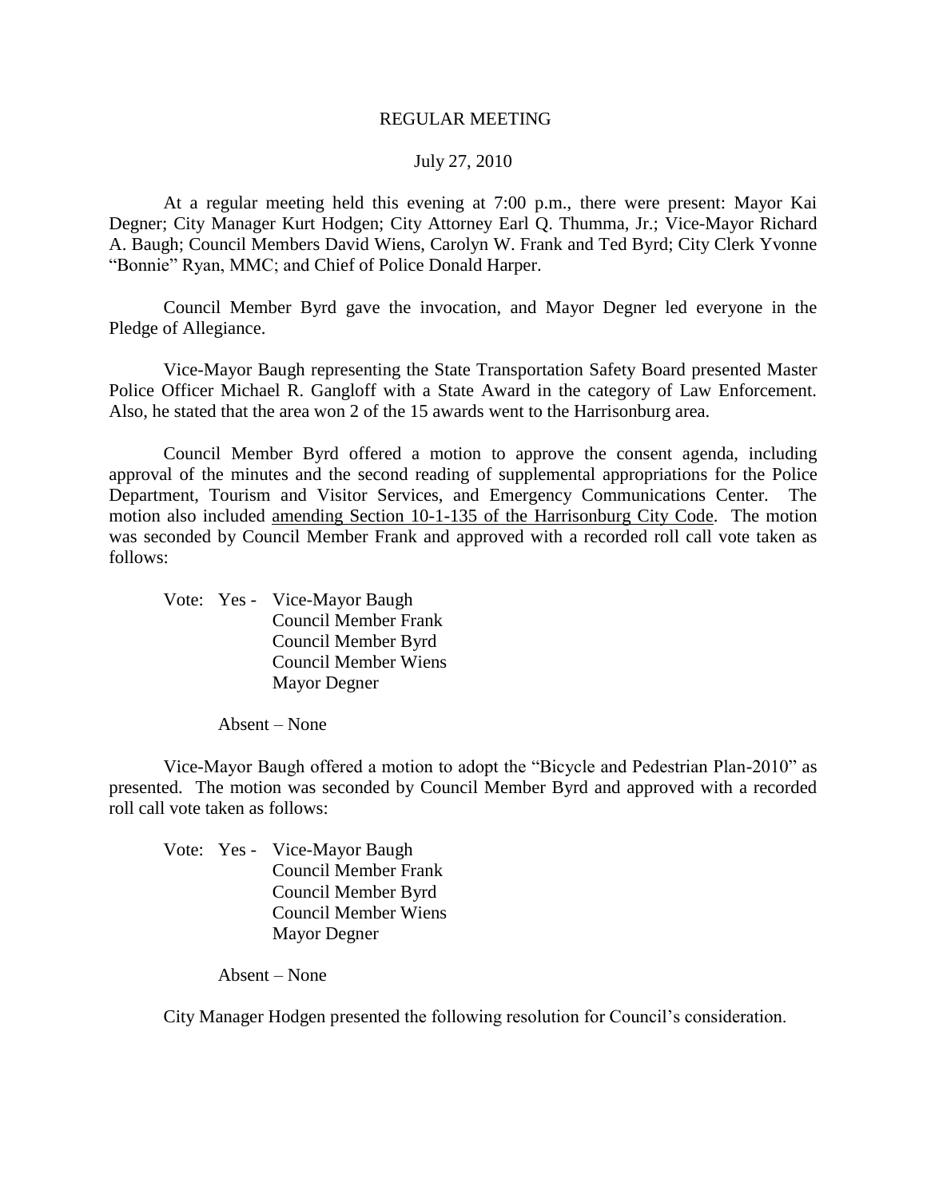REGULAR MEETING

July 27, 2010

At a regular meeting held this evening at 7:00 p.m., there were present: Mayor Kai Degner; City Manager Kurt Hodgen; City Attorney Earl Q. Thumma, Jr.; Vice-Mayor Richard A. Baugh; Council Members David Wiens, Carolyn W. Frank and Ted Byrd; City Clerk Yvonne "Bonnie" Ryan, MMC; and Chief of Police Donald Harper.

Council Member Byrd gave the invocation, and Mayor Degner led everyone in the Pledge of Allegiance.

Vice-Mayor Baugh representing the State Transportation Safety Board presented Master Police Officer Michael R. Gangloff with a State Award in the category of Law Enforcement. Also, he stated that the area won 2 of the 15 awards went to the Harrisonburg area.

Council Member Byrd offered a motion to approve the consent agenda, including approval of the minutes and the second reading of supplemental appropriations for the Police Department, Tourism and Visitor Services, and Emergency Communications Center. The motion also included <u>amending Section 10-1-135 of the Harrisonburg City Code</u>. The motion was seconded by Council Member Frank and approved with a recorded roll call vote taken as follows:

Vote: Yes - Vice-Mayor Baugh
Council Member Frank
Council Member Byrd
Council Member Wiens
Mayor Degner

Absent – None

Vice-Mayor Baugh offered a motion to adopt the "Bicycle and Pedestrian Plan-2010" as presented. The motion was seconded by Council Member Byrd and approved with a recorded roll call vote taken as follows:

Vote: Yes - Vice-Mayor Baugh
Council Member Frank
Council Member Byrd
Council Member Wiens
Mayor Degner

Absent – None

City Manager Hodgen presented the following resolution for Council's consideration.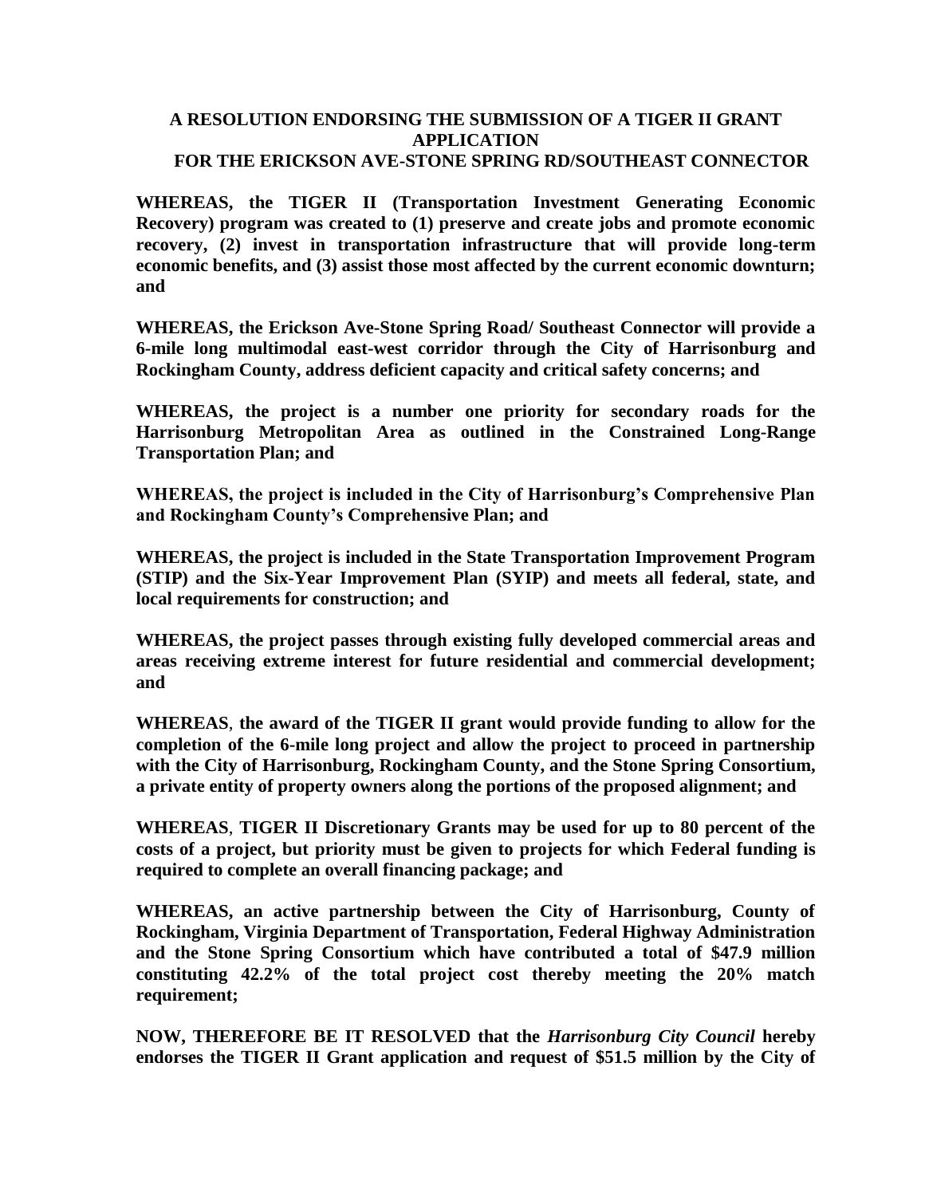## A RESOLUTION ENDORSING THE SUBMISSION OF A TIGER II GRANT APPLICATION FOR THE ERICKSON AVE-STONE SPRING RD/SOUTHEAST CONNECTOR

**WHEREAS, the TIGER II (Transportation Investment Generating Economic Recovery) program was created to (1) preserve and create jobs and promote economic recovery, (2) invest in transportation infrastructure that will provide long-term economic benefits, and (3) assist those most affected by the current economic downturn; and**

**WHEREAS, the Erickson Ave-Stone Spring Road/ Southeast Connector will provide a 6-mile long multimodal east-west corridor through the City of Harrisonburg and Rockingham County, address deficient capacity and critical safety concerns; and**

**WHEREAS, the project is a number one priority for secondary roads for the Harrisonburg Metropolitan Area as outlined in the Constrained Long-Range Transportation Plan; and**

**WHEREAS, the project is included in the City of Harrisonburg's Comprehensive Plan and Rockingham County's Comprehensive Plan; and**

**WHEREAS, the project is included in the State Transportation Improvement Program (STIP) and the Six-Year Improvement Plan (SYIP) and meets all federal, state, and local requirements for construction; and**

**WHEREAS, the project passes through existing fully developed commercial areas and areas receiving extreme interest for future residential and commercial development; and**

**WHEREAS**, **the award of the TIGER II grant would provide funding to allow for the completion of the 6-mile long project and allow the project to proceed in partnership with the City of Harrisonburg, Rockingham County, and the Stone Spring Consortium, a private entity of property owners along the portions of the proposed alignment; and**

**WHEREAS**, **TIGER II Discretionary Grants may be used for up to 80 percent of the costs of a project, but priority must be given to projects for which Federal funding is required to complete an overall financing package; and**

**WHEREAS, an active partnership between the City of Harrisonburg, County of Rockingham, Virginia Department of Transportation, Federal Highway Administration and the Stone Spring Consortium which have contributed a total of $47.9 million constituting 42.2% of the total project cost thereby meeting the 20% match requirement;**

**NOW, THEREFORE BE IT RESOLVED that the *Harrisonburg City Council* hereby endorses the TIGER II Grant application and request of $51.5 million by the City of**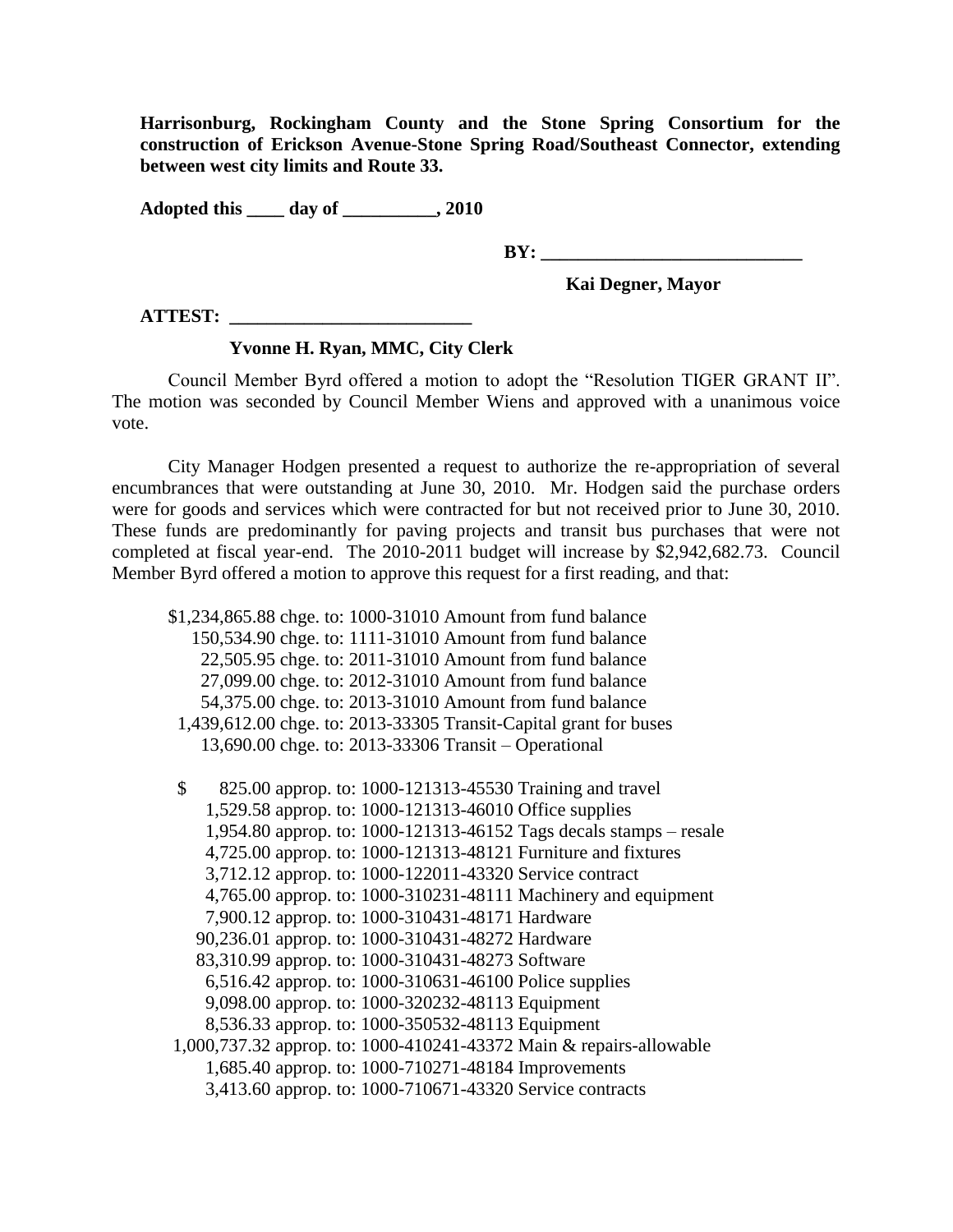**Harrisonburg, Rockingham County and the Stone Spring Consortium for the construction of Erickson Avenue-Stone Spring Road/Southeast Connector, extending between west city limits and Route 33.**

**Adopted this \_\_\_\_ day of \_\_\_\_\_\_\_\_\_\_, 2010**

**BY: \_\_\_\_\_\_\_\_\_\_\_\_\_\_\_\_\_\_\_\_\_\_\_\_\_\_\_\_**

**Kai Degner, Mayor**

**ATTEST: \_\_\_\_\_\_\_\_\_\_\_\_\_\_\_\_\_\_\_\_\_\_\_\_\_\_**

**Yvonne H. Ryan, MMC, City Clerk**

Council Member Byrd offered a motion to adopt the "Resolution TIGER GRANT II". The motion was seconded by Council Member Wiens and approved with a unanimous voice vote.

City Manager Hodgen presented a request to authorize the re-appropriation of several encumbrances that were outstanding at June 30, 2010. Mr. Hodgen said the purchase orders were for goods and services which were contracted for but not received prior to June 30, 2010. These funds are predominantly for paving projects and transit bus purchases that were not completed at fiscal year-end. The 2010-2011 budget will increase by $2,942,682.73. Council Member Byrd offered a motion to approve this request for a first reading, and that:

$1,234,865.88 chge. to: 1000-31010 Amount from fund balance
150,534.90 chge. to: 1111-31010 Amount from fund balance
22,505.95 chge. to: 2011-31010 Amount from fund balance
27,099.00 chge. to: 2012-31010 Amount from fund balance
54,375.00 chge. to: 2013-31010 Amount from fund balance
1,439,612.00 chge. to: 2013-33305 Transit-Capital grant for buses
13,690.00 chge. to: 2013-33306 Transit – Operational

$ 825.00 approp. to: 1000-121313-45530 Training and travel
1,529.58 approp. to: 1000-121313-46010 Office supplies
1,954.80 approp. to: 1000-121313-46152 Tags decals stamps – resale
4,725.00 approp. to: 1000-121313-48121 Furniture and fixtures
3,712.12 approp. to: 1000-122011-43320 Service contract
4,765.00 approp. to: 1000-310231-48111 Machinery and equipment
7,900.12 approp. to: 1000-310431-48171 Hardware
90,236.01 approp. to: 1000-310431-48272 Hardware
83,310.99 approp. to: 1000-310431-48273 Software
6,516.42 approp. to: 1000-310631-46100 Police supplies
9,098.00 approp. to: 1000-320232-48113 Equipment
8,536.33 approp. to: 1000-350532-48113 Equipment
1,000,737.32 approp. to: 1000-410241-43372 Main & repairs-allowable
1,685.40 approp. to: 1000-710271-48184 Improvements
3,413.60 approp. to: 1000-710671-43320 Service contracts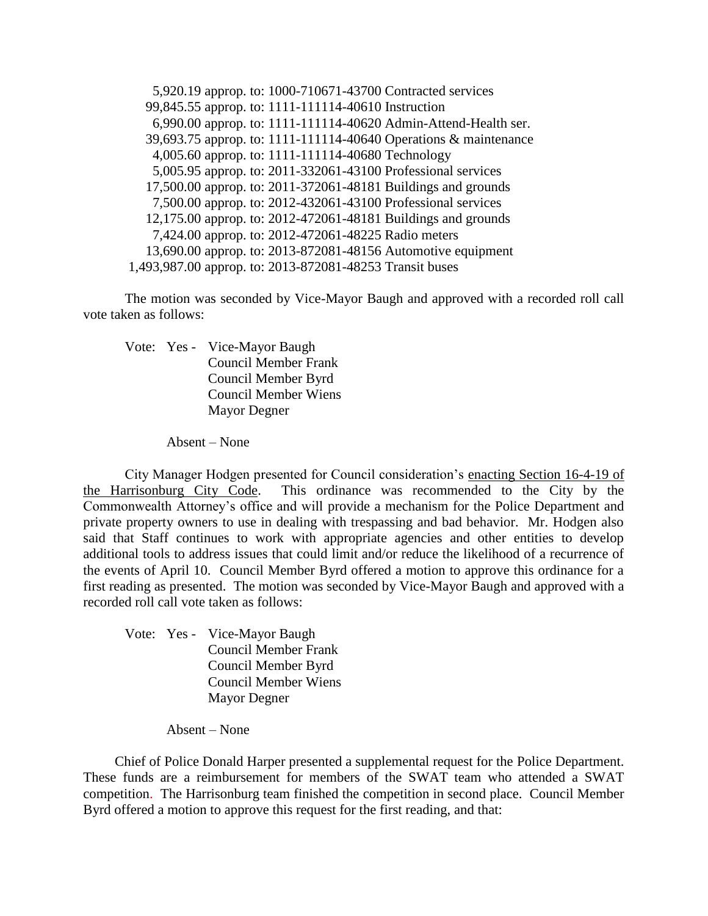5,920.19 approp. to: 1000-710671-43700 Contracted services
99,845.55 approp. to: 1111-111114-40610 Instruction
6,990.00 approp. to: 1111-111114-40620 Admin-Attend-Health ser.
39,693.75 approp. to: 1111-111114-40640 Operations & maintenance
4,005.60 approp. to: 1111-111114-40680 Technology
5,005.95 approp. to: 2011-332061-43100 Professional services
17,500.00 approp. to: 2011-372061-48181 Buildings and grounds
7,500.00 approp. to: 2012-432061-43100 Professional services
12,175.00 approp. to: 2012-472061-48181 Buildings and grounds
7,424.00 approp. to: 2012-472061-48225 Radio meters
13,690.00 approp. to: 2013-872081-48156 Automotive equipment
1,493,987.00 approp. to: 2013-872081-48253 Transit buses

The motion was seconded by Vice-Mayor Baugh and approved with a recorded roll call vote taken as follows:

Vote: Yes - Vice-Mayor Baugh
Council Member Frank
Council Member Byrd
Council Member Wiens
Mayor Degner

Absent – None

City Manager Hodgen presented for Council consideration's enacting Section 16-4-19 of the Harrisonburg City Code. This ordinance was recommended to the City by the Commonwealth Attorney's office and will provide a mechanism for the Police Department and private property owners to use in dealing with trespassing and bad behavior. Mr. Hodgen also said that Staff continues to work with appropriate agencies and other entities to develop additional tools to address issues that could limit and/or reduce the likelihood of a recurrence of the events of April 10. Council Member Byrd offered a motion to approve this ordinance for a first reading as presented. The motion was seconded by Vice-Mayor Baugh and approved with a recorded roll call vote taken as follows:

Vote: Yes - Vice-Mayor Baugh
Council Member Frank
Council Member Byrd
Council Member Wiens
Mayor Degner

Absent – None

Chief of Police Donald Harper presented a supplemental request for the Police Department. These funds are a reimbursement for members of the SWAT team who attended a SWAT competition. The Harrisonburg team finished the competition in second place. Council Member Byrd offered a motion to approve this request for the first reading, and that: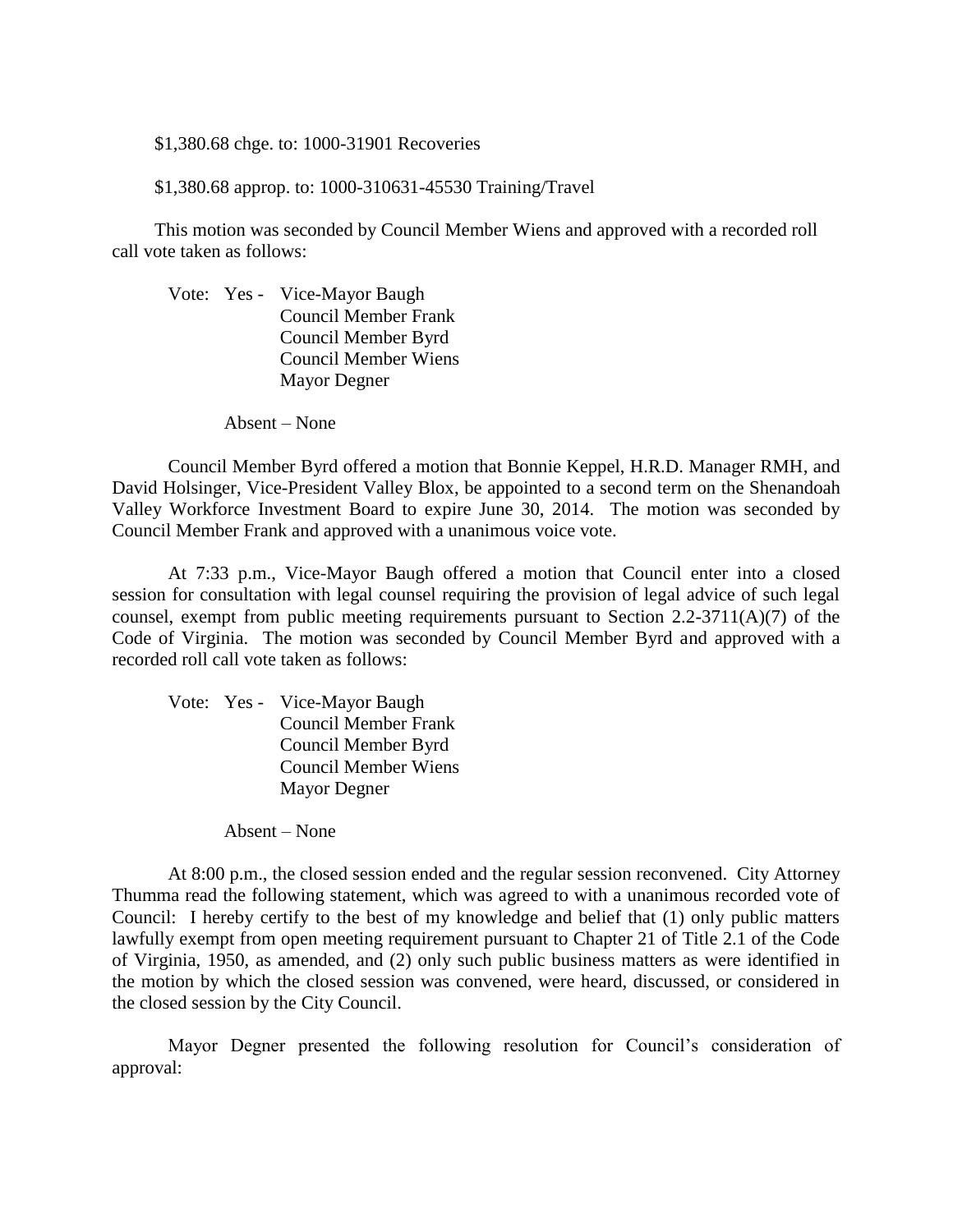$1,380.68 chge. to: 1000-31901 Recoveries

$1,380.68 approp. to: 1000-310631-45530 Training/Travel

This motion was seconded by Council Member Wiens and approved with a recorded roll call vote taken as follows:

Vote: Yes - Vice-Mayor Baugh
Council Member Frank
Council Member Byrd
Council Member Wiens
Mayor Degner

Absent – None

Council Member Byrd offered a motion that Bonnie Keppel, H.R.D. Manager RMH, and David Holsinger, Vice-President Valley Blox, be appointed to a second term on the Shenandoah Valley Workforce Investment Board to expire June 30, 2014. The motion was seconded by Council Member Frank and approved with a unanimous voice vote.

At 7:33 p.m., Vice-Mayor Baugh offered a motion that Council enter into a closed session for consultation with legal counsel requiring the provision of legal advice of such legal counsel, exempt from public meeting requirements pursuant to Section 2.2-3711(A)(7) of the Code of Virginia. The motion was seconded by Council Member Byrd and approved with a recorded roll call vote taken as follows:

Vote: Yes - Vice-Mayor Baugh
Council Member Frank
Council Member Byrd
Council Member Wiens
Mayor Degner

Absent – None

At 8:00 p.m., the closed session ended and the regular session reconvened. City Attorney Thumma read the following statement, which was agreed to with a unanimous recorded vote of Council: I hereby certify to the best of my knowledge and belief that (1) only public matters lawfully exempt from open meeting requirement pursuant to Chapter 21 of Title 2.1 of the Code of Virginia, 1950, as amended, and (2) only such public business matters as were identified in the motion by which the closed session was convened, were heard, discussed, or considered in the closed session by the City Council.

Mayor Degner presented the following resolution for Council's consideration of approval: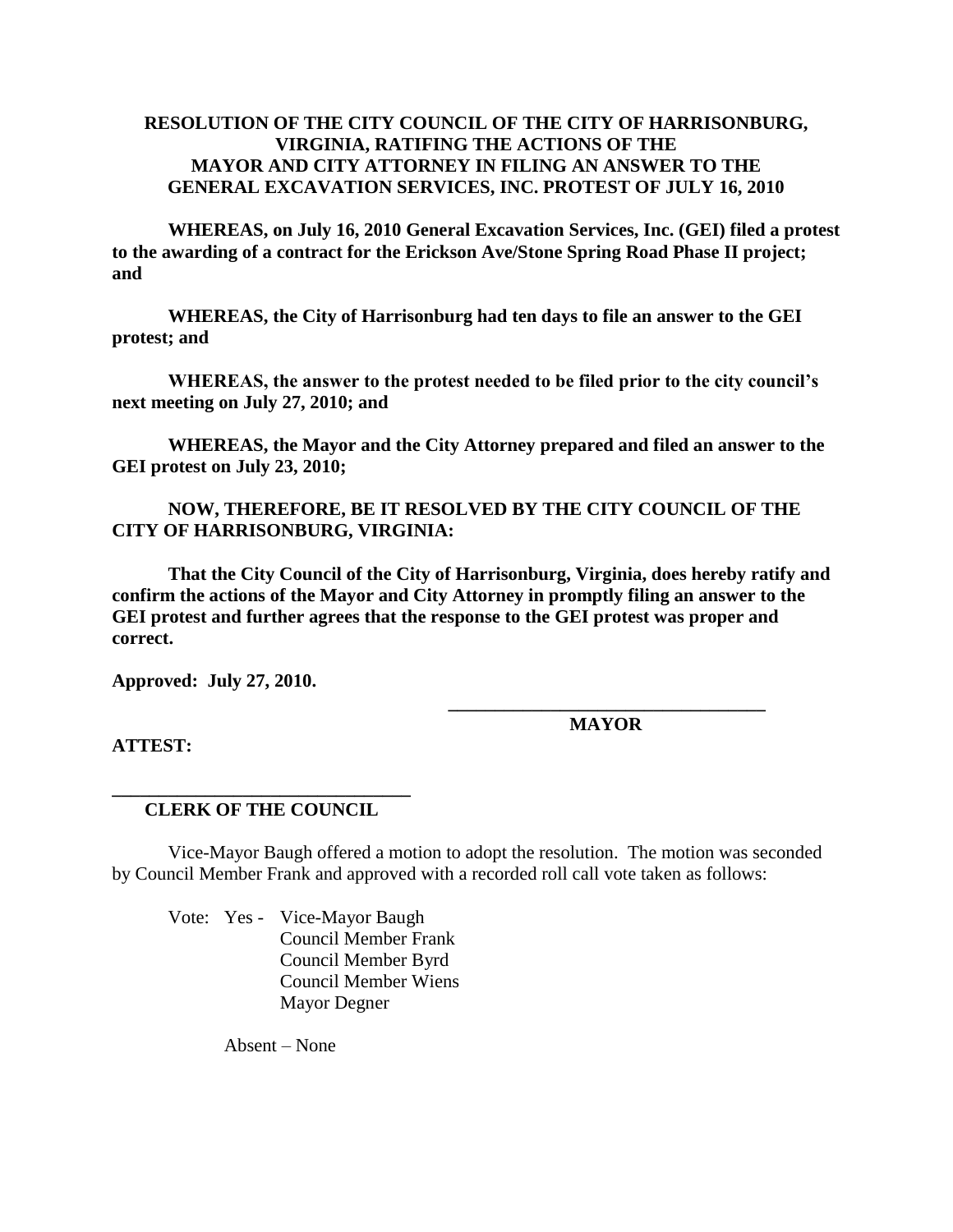**RESOLUTION OF THE CITY COUNCIL OF THE CITY OF HARRISONBURG, VIRGINIA, RATIFYING THE ACTIONS OF THE MAYOR AND CITY ATTORNEY IN FILING AN ANSWER TO THE GENERAL EXCAVATION SERVICES, INC. PROTEST OF JULY 16, 2010**

**WHEREAS, on July 16, 2010 General Excavation Services, Inc. (GEI) filed a protest to the awarding of a contract for the Erickson Ave/Stone Spring Road Phase II project; and**

**WHEREAS, the City of Harrisonburg had ten days to file an answer to the GEI protest; and**

**WHEREAS, the answer to the protest needed to be filed prior to the city council's next meeting on July 27, 2010; and**

**WHEREAS, the Mayor and the City Attorney prepared and filed an answer to the GEI protest on July 23, 2010;**

**NOW, THEREFORE, BE IT RESOLVED BY THE CITY COUNCIL OF THE CITY OF HARRISONBURG, VIRGINIA:**

**That the City Council of the City of Harrisonburg, Virginia, does hereby ratify and confirm the actions of the Mayor and City Attorney in promptly filing an answer to the GEI protest and further agrees that the response to the GEI protest was proper and correct.**

**Approved: July 27, 2010.**

**\_\_\_\_\_\_\_\_\_\_\_\_\_\_\_\_\_\_\_\_\_\_\_\_\_\_\_\_\_\_\_\_\_\_**
**MAYOR**

**ATTEST:**

**\_\_\_\_\_\_\_\_\_\_\_\_\_\_\_\_\_\_\_\_\_\_\_\_\_\_\_\_\_\_\_\_**
**CLERK OF THE COUNCIL**

Vice-Mayor Baugh offered a motion to adopt the resolution. The motion was seconded by Council Member Frank and approved with a recorded roll call vote taken as follows:

Vote: Yes - Vice-Mayor Baugh
Council Member Frank
Council Member Byrd
Council Member Wiens
Mayor Degner

Absent – None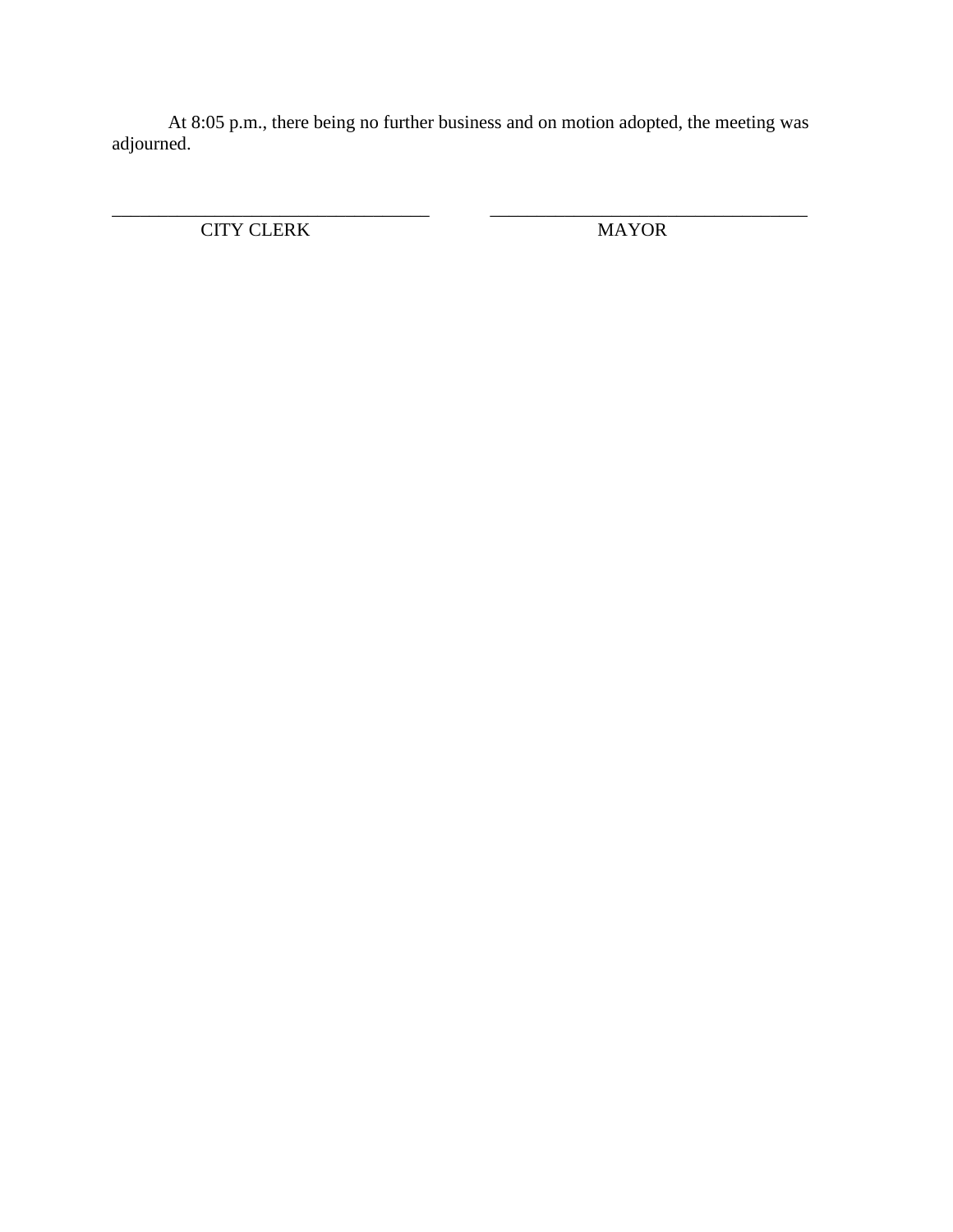At 8:05 p.m., there being no further business and on motion adopted, the meeting was adjourned.

\_\_\_\_\_\_\_\_\_\_\_\_\_\_\_\_\_\_\_\_\_\_\_\_\_\_\_\_\_\_\_\_\_\_\_\_ \_\_\_\_\_\_\_\_\_\_\_\_\_\_\_\_\_\_\_\_\_\_\_\_\_\_\_\_\_\_\_\_\_\_\_\_

CITY CLERK MAYOR